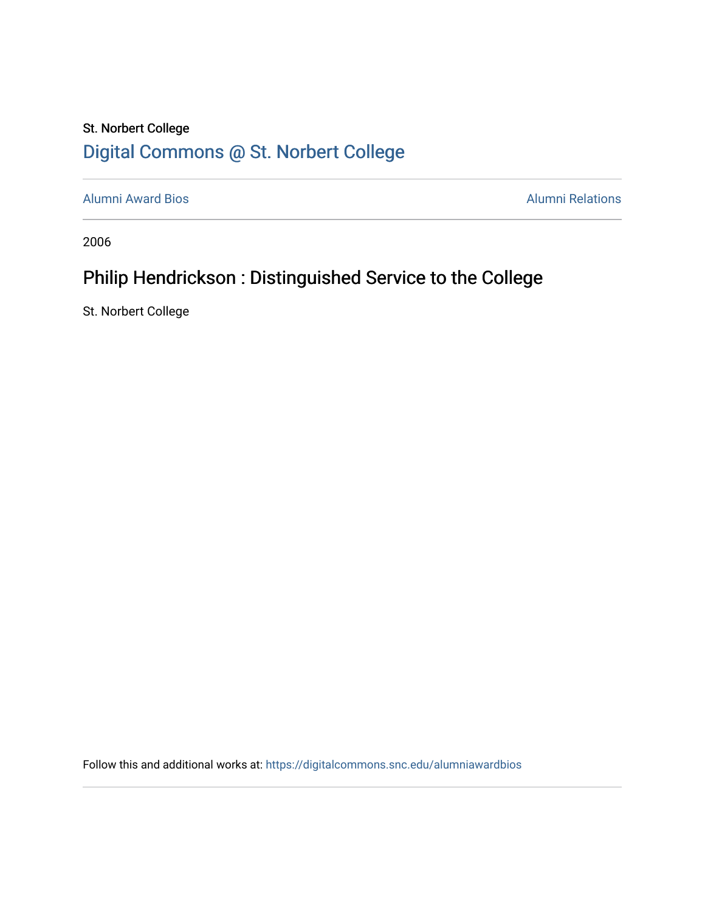St. Norbert College

# Digital Commons @ St. Norbert College

Alumni Award Bios

Alumni Relations

2006

## Philip Hendrickson : Distinguished Service to the College

St. Norbert College

Follow this and additional works at: https://digitalcommons.snc.edu/alumniawardbios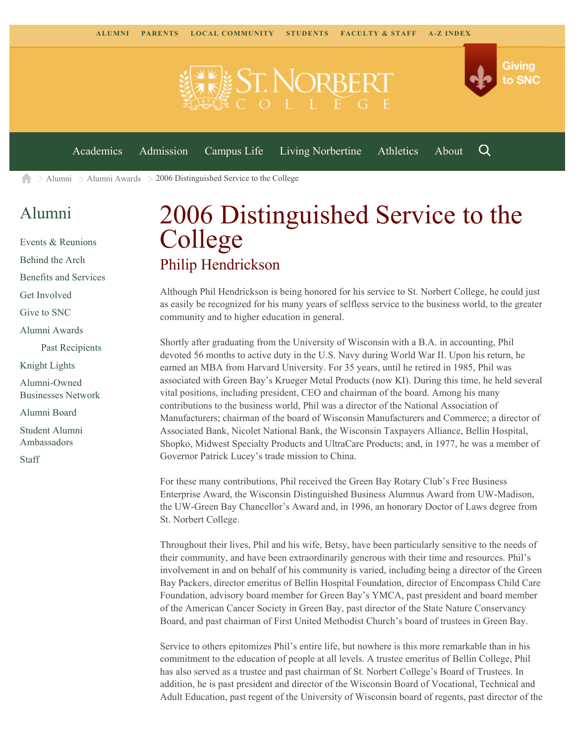ALUMNI PARENTS LOCAL COMMUNITY STUDENTS FACULTY & STAFF A-Z INDEX

Giving to SNC

Academics Admission Campus Life Living Norbertine Athletics About

Alumni > Alumni Awards > 2006 Distinguished Service to the College

## Alumni

- Events & Reunions
- Behind the Arch
- Benefits and Services
- Get Involved
- Give to SNC
- Alumni Awards
  - Past Recipients
- Knight Lights
- Alumni-Owned Businesses Network
- Alumni Board
- Student Alumni Ambassadors
- Staff

# 2006 Distinguished Service to the College

## Philip Hendrickson

Although Phil Hendrickson is being honored for his service to St. Norbert College, he could just as easily be recognized for his many years of selfless service to the business world, to the greater community and to higher education in general.

Shortly after graduating from the University of Wisconsin with a B.A. in accounting, Phil devoted 56 months to active duty in the U.S. Navy during World War II. Upon his return, he earned an MBA from Harvard University. For 35 years, until he retired in 1985, Phil was associated with Green Bay's Krueger Metal Products (now KI). During this time, he held several vital positions, including president, CEO and chairman of the board. Among his many contributions to the business world, Phil was a director of the National Association of Manufacturers; chairman of the board of Wisconsin Manufacturers and Commerce; a director of Associated Bank, Nicolet National Bank, the Wisconsin Taxpayers Alliance, Bellin Hospital, Shopko, Midwest Specialty Products and UltraCare Products; and, in 1977, he was a member of Governor Patrick Lucey's trade mission to China.

For these many contributions, Phil received the Green Bay Rotary Club's Free Business Enterprise Award, the Wisconsin Distinguished Business Alumnus Award from UW-Madison, the UW-Green Bay Chancellor's Award and, in 1996, an honorary Doctor of Laws degree from St. Norbert College.

Throughout their lives, Phil and his wife, Betsy, have been particularly sensitive to the needs of their community, and have been extraordinarily generous with their time and resources. Phil's involvement in and on behalf of his community is varied, including being a director of the Green Bay Packers, director emeritus of Bellin Hospital Foundation, director of Encompass Child Care Foundation, advisory board member for Green Bay's YMCA, past president and board member of the American Cancer Society in Green Bay, past director of the State Nature Conservancy Board, and past chairman of First United Methodist Church's board of trustees in Green Bay.

Service to others epitomizes Phil's entire life, but nowhere is this more remarkable than in his commitment to the education of people at all levels. A trustee emeritus of Bellin College, Phil has also served as a trustee and past chairman of St. Norbert College's Board of Trustees. In addition, he is past president and director of the Wisconsin Board of Vocational, Technical and Adult Education, past regent of the University of Wisconsin board of regents, past director of the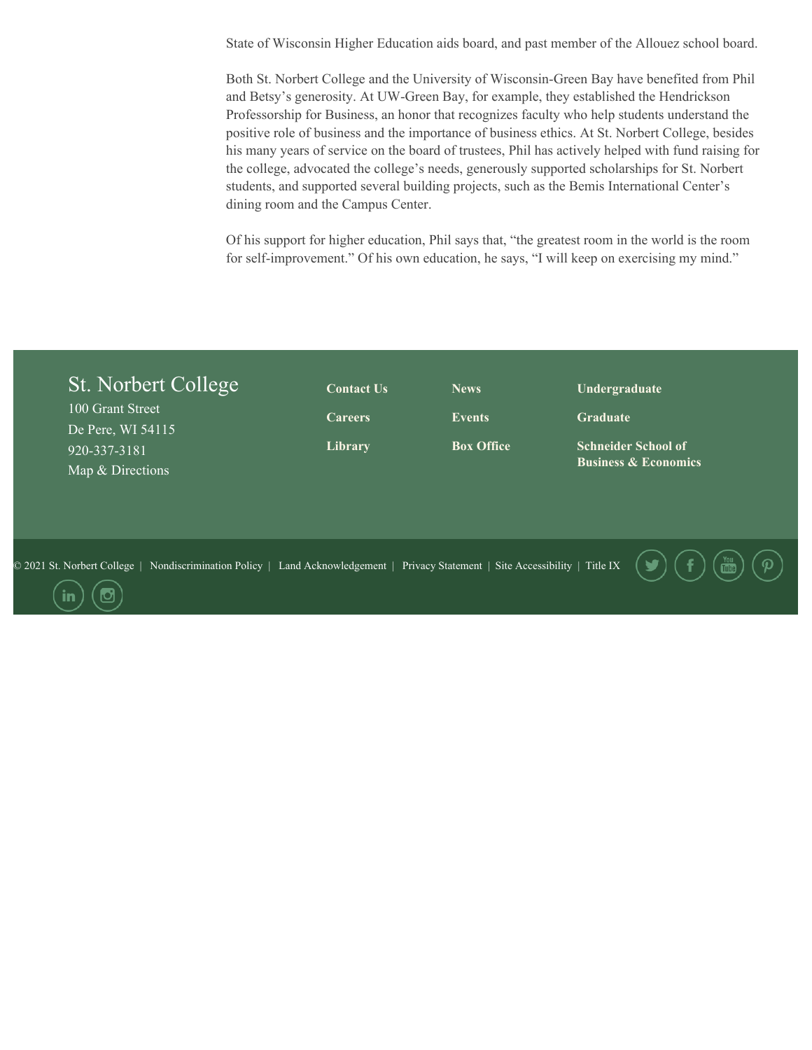State of Wisconsin Higher Education aids board, and past member of the Allouez school board.

Both St. Norbert College and the University of Wisconsin-Green Bay have benefited from Phil and Betsy's generosity. At UW-Green Bay, for example, they established the Hendrickson Professorship for Business, an honor that recognizes faculty who help students understand the positive role of business and the importance of business ethics. At St. Norbert College, besides his many years of service on the board of trustees, Phil has actively helped with fund raising for the college, advocated the college's needs, generously supported scholarships for St. Norbert students, and supported several building projects, such as the Bemis International Center's dining room and the Campus Center.

Of his support for higher education, Phil says that, "the greatest room in the world is the room for self-improvement." Of his own education, he says, "I will keep on exercising my mind."

St. Norbert College
100 Grant Street
De Pere, WI 54115
920-337-3181
Map & Directions

**Contact Us**
**Careers**
**Library**

**News**
**Events**
**Box Office**

**Undergraduate**
**Graduate**
**Schneider School of Business & Economics**

© 2021 St. Norbert College | Nondiscrimination Policy | Land Acknowledgement | Privacy Statement | Site Accessibility | Title IX